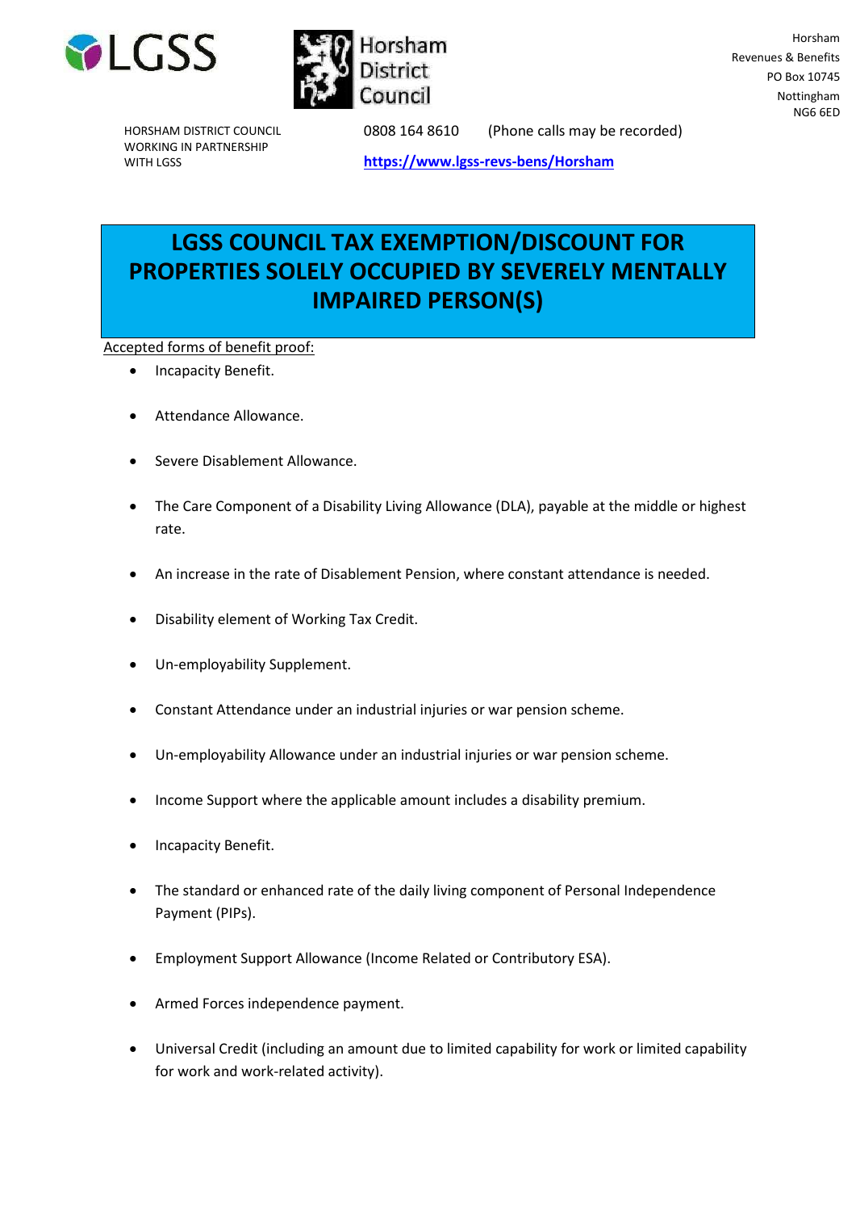HORSHAM DISTRICT COUNCIL
WORKING IN PARTNERSHIP
WITH LGSS

0808 164 8610 (Phone calls may be recorded)

https://www.lgss-revs-bens/Horsham

Horsham
Revenues & Benefits
PO Box 10745
Nottingham
NG6 6ED

# LGSS COUNCIL TAX EXEMPTION/DISCOUNT FOR PROPERTIES SOLELY OCCUPIED BY SEVERELY MENTALLY IMPAIRED PERSON(S)

Accepted forms of benefit proof:

- Incapacity Benefit.
- Attendance Allowance.
- Severe Disablement Allowance.
- The Care Component of a Disability Living Allowance (DLA), payable at the middle or highest rate.
- An increase in the rate of Disablement Pension, where constant attendance is needed.
- Disability element of Working Tax Credit.
- Un-employability Supplement.
- Constant Attendance under an industrial injuries or war pension scheme.
- Un-employability Allowance under an industrial injuries or war pension scheme.
- Income Support where the applicable amount includes a disability premium.
- Incapacity Benefit.
- The standard or enhanced rate of the daily living component of Personal Independence Payment (PIPs).
- Employment Support Allowance (Income Related or Contributory ESA).
- Armed Forces independence payment.
- Universal Credit (including an amount due to limited capability for work or limited capability for work and work-related activity).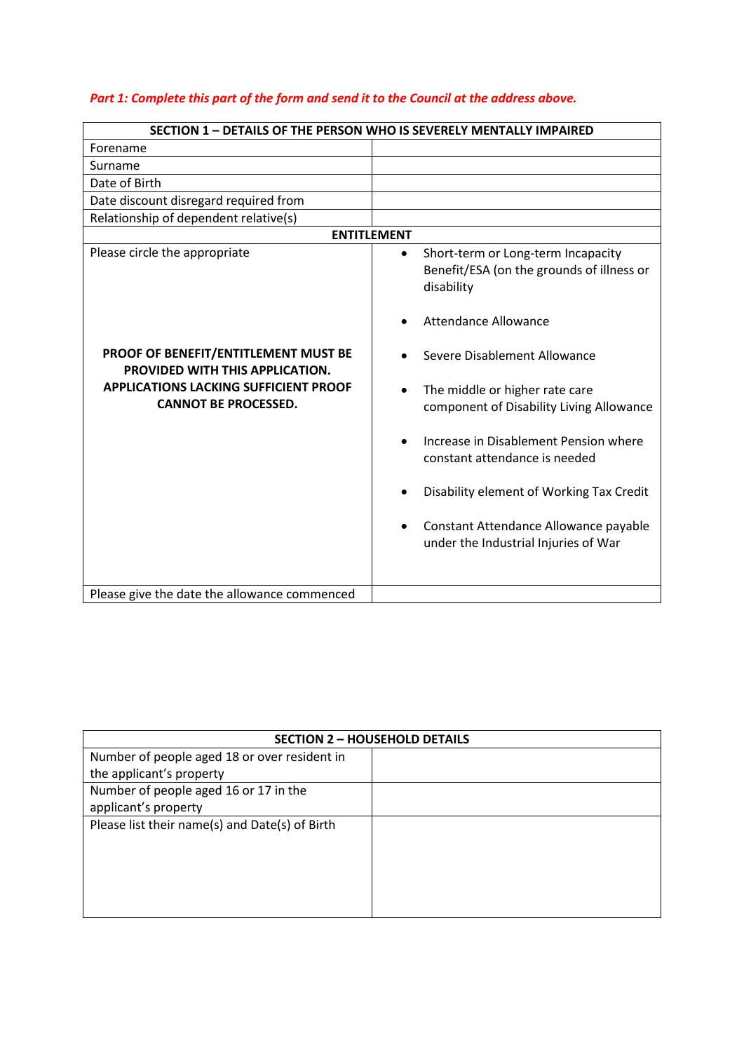*Part 1: Complete this part of the form and send it to the Council at the address above.*

| SECTION 1 – DETAILS OF THE PERSON WHO IS SEVERELY MENTALLY IMPAIRED | |
|---|---|
| Forename | |
| Surname | |
| Date of Birth | |
| Date discount disregard required from | |
| Relationship of dependent relative(s) | |
| **ENTITLEMENT** | |
| Please circle the appropriate<br><br>**PROOF OF BENEFIT/ENTITLEMENT MUST BE PROVIDED WITH THIS APPLICATION. APPLICATIONS LACKING SUFFICIENT PROOF CANNOT BE PROCESSED.** | • Short-term or Long-term Incapacity Benefit/ESA (on the grounds of illness or disability<br>• Attendance Allowance<br>• Severe Disablement Allowance<br>• The middle or higher rate care component of Disability Living Allowance<br>• Increase in Disablement Pension where constant attendance is needed<br>• Disability element of Working Tax Credit<br>• Constant Attendance Allowance payable under the Industrial Injuries of War |
| Please give the date the allowance commenced | |

| SECTION 2 – HOUSEHOLD DETAILS | |
|---|---|
| Number of people aged 18 or over resident in the applicant's property | |
| Number of people aged 16 or 17 in the applicant's property | |
| Please list their name(s) and Date(s) of Birth | |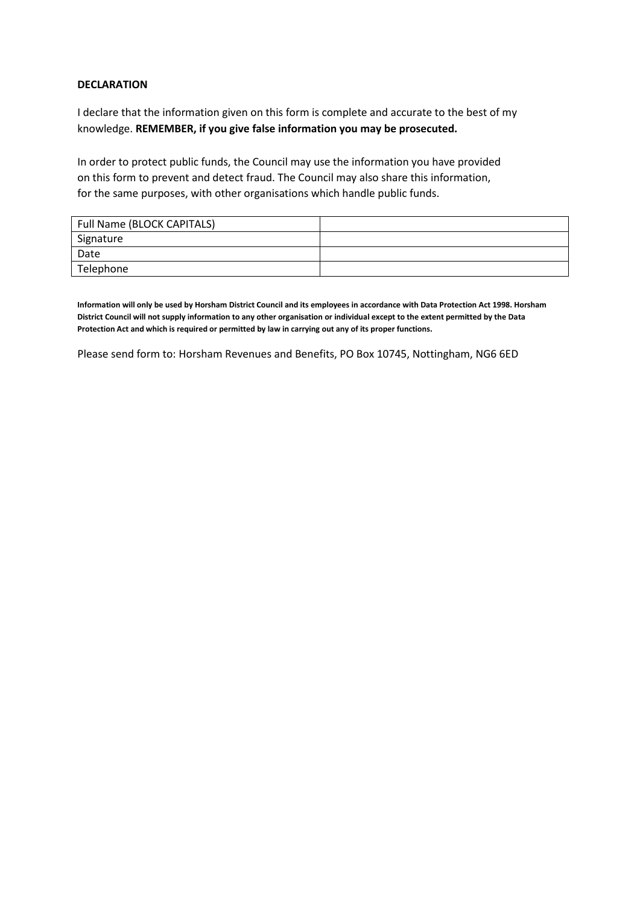**DECLARATION**

I declare that the information given on this form is complete and accurate to the best of my knowledge. **REMEMBER, if you give false information you may be prosecuted.**

In order to protect public funds, the Council may use the information you have provided on this form to prevent and detect fraud. The Council may also share this information, for the same purposes, with other organisations which handle public funds.

| Full Name (BLOCK CAPITALS) | |
|---|---|
| Signature | |
| Date | |
| Telephone | |

**Information will only be used by Horsham District Council and its employees in accordance with Data Protection Act 1998. Horsham District Council will not supply information to any other organisation or individual except to the extent permitted by the Data Protection Act and which is required or permitted by law in carrying out any of its proper functions.**

Please send form to: Horsham Revenues and Benefits, PO Box 10745, Nottingham, NG6 6ED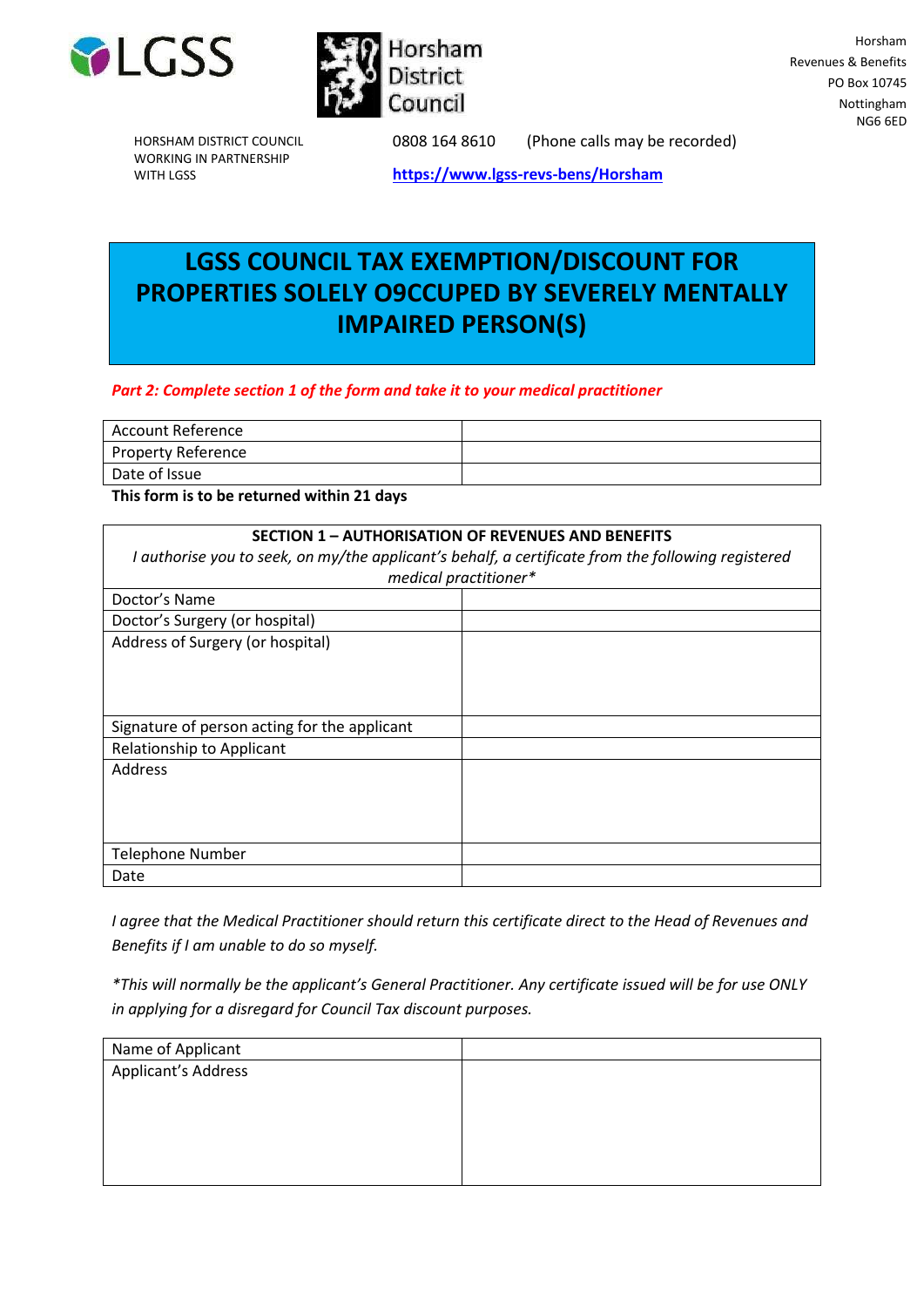LGSS

Horsham District Council

Horsham
Revenues & Benefits
PO Box 10745
Nottingham
NG6 6ED

HORSHAM DISTRICT COUNCIL
WORKING IN PARTNERSHIP
WITH LGSS

0808 164 8610 (Phone calls may be recorded)

https://www.lgss-revs-bens/Horsham

# LGSS COUNCIL TAX EXEMPTION/DISCOUNT FOR PROPERTIES SOLELY O9CCUPED BY SEVERELY MENTALLY IMPAIRED PERSON(S)

***Part 2: Complete section 1 of the form and take it to your medical practitioner***

| Account Reference | |
|---|---|
| Property Reference | |
| Date of Issue | |

**This form is to be returned within 21 days**

| **SECTION 1 – AUTHORISATION OF REVENUES AND BENEFITS** *I authorise you to seek, on my/the applicant's behalf, a certificate from the following registered medical practitioner** | |
|---|---|
| Doctor's Name | |
| Doctor's Surgery (or hospital) | |
| Address of Surgery (or hospital) | |
| Signature of person acting for the applicant | |
| Relationship to Applicant | |
| Address | |
| Telephone Number | |
| Date | |

*I agree that the Medical Practitioner should return this certificate direct to the Head of Revenues and Benefits if I am unable to do so myself.*

*\*This will normally be the applicant's General Practitioner. Any certificate issued will be for use ONLY in applying for a disregard for Council Tax discount purposes.*

| Name of Applicant | |
|---|---|
| Applicant's Address | |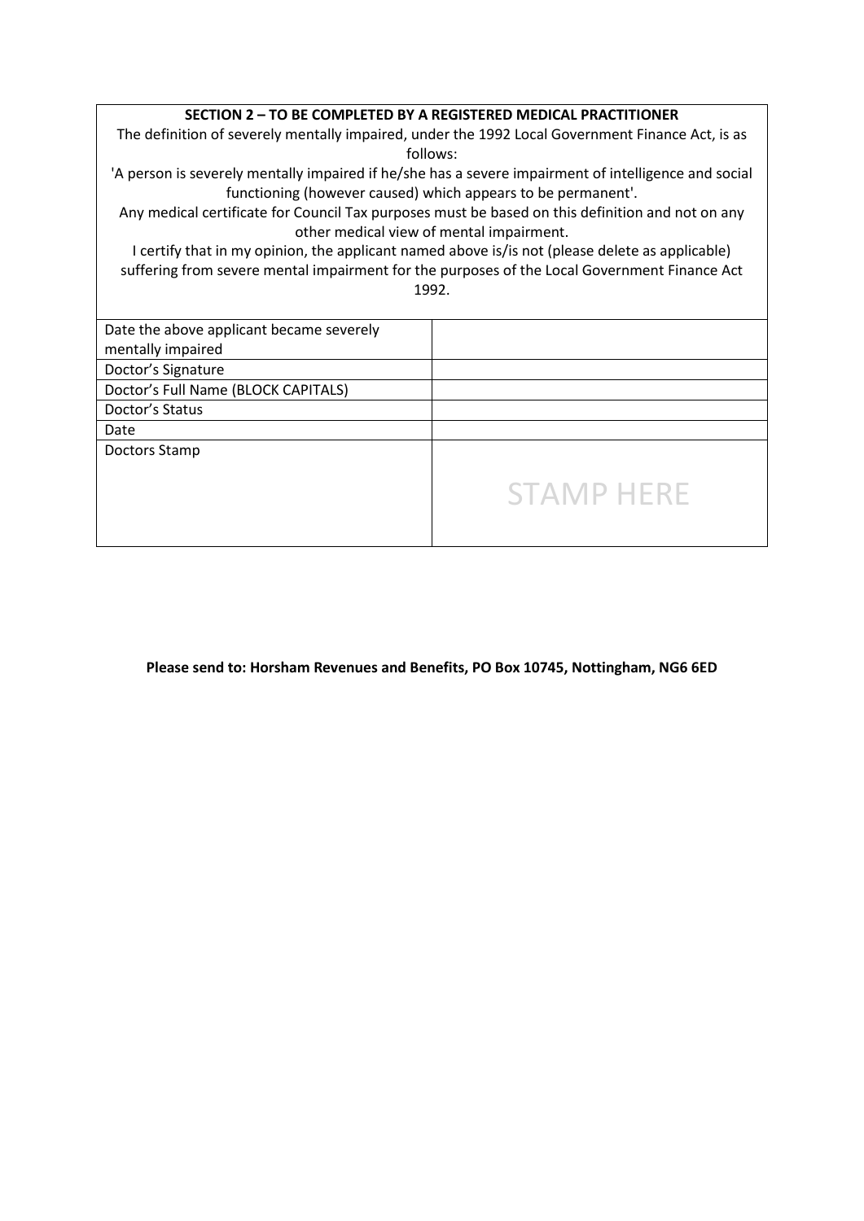**SECTION 2 – TO BE COMPLETED BY A REGISTERED MEDICAL PRACTITIONER**

The definition of severely mentally impaired, under the 1992 Local Government Finance Act, is as follows:

'A person is severely mentally impaired if he/she has a severe impairment of intelligence and social functioning (however caused) which appears to be permanent'.

Any medical certificate for Council Tax purposes must be based on this definition and not on any other medical view of mental impairment.

I certify that in my opinion, the applicant named above is/is not (please delete as applicable) suffering from severe mental impairment for the purposes of the Local Government Finance Act 1992.

| | |
|---|---|
| Date the above applicant became severely mentally impaired | |
| Doctor's Signature | |
| Doctor's Full Name (BLOCK CAPITALS) | |
| Doctor's Status | |
| Date | |
| Doctors Stamp | STAMP HERE |

**Please send to: Horsham Revenues and Benefits, PO Box 10745, Nottingham, NG6 6ED**